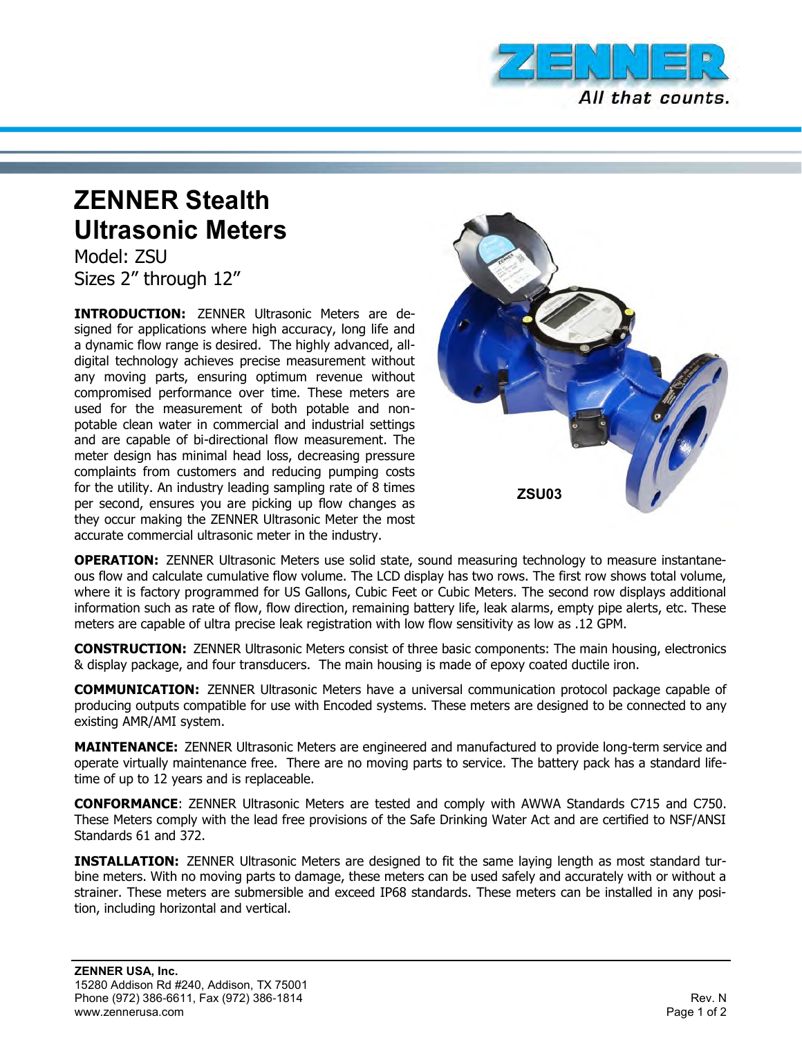# ZENNER Stealth Ultrasonic Meters

Model: ZSU

Sizes 2” through 12”

**INTRODUCTION:** ZENNER Ultrasonic Meters are designed for applications where high accuracy, long life and a dynamic flow range is desired. The highly advanced, all-digital technology achieves precise measurement without any moving parts, ensuring optimum revenue without compromised performance over time. These meters are used for the measurement of both potable and non-potable clean water in commercial and industrial settings and are capable of bi-directional flow measurement. The meter design has minimal head loss, decreasing pressure complaints from customers and reducing pumping costs for the utility. An industry leading sampling rate of 8 times per second, ensures you are picking up flow changes as they occur making the ZENNER Ultrasonic Meter the most accurate commercial ultrasonic meter in the industry.

ZSU03

**OPERATION:** ZENNER Ultrasonic Meters use solid state, sound measuring technology to measure instantaneous flow and calculate cumulative flow volume. The LCD display has two rows. The first row shows total volume, where it is factory programmed for US Gallons, Cubic Feet or Cubic Meters. The second row displays additional information such as rate of flow, flow direction, remaining battery life, leak alarms, empty pipe alerts, etc. These meters are capable of ultra precise leak registration with low flow sensitivity as low as .12 GPM.

**CONSTRUCTION:** ZENNER Ultrasonic Meters consist of three basic components: The main housing, electronics & display package, and four transducers. The main housing is made of epoxy coated ductile iron.

**COMMUNICATION:** ZENNER Ultrasonic Meters have a universal communication protocol package capable of producing outputs compatible for use with Encoded systems. These meters are designed to be connected to any existing AMR/AMI system.

**MAINTENANCE:** ZENNER Ultrasonic Meters are engineered and manufactured to provide long-term service and operate virtually maintenance free. There are no moving parts to service. The battery pack has a standard lifetime of up to 12 years and is replaceable.

**CONFORMANCE**: ZENNER Ultrasonic Meters are tested and comply with AWWA Standards C715 and C750. These Meters comply with the lead free provisions of the Safe Drinking Water Act and are certified to NSF/ANSI Standards 61 and 372.

**INSTALLATION:** ZENNER Ultrasonic Meters are designed to fit the same laying length as most standard turbine meters. With no moving parts to damage, these meters can be used safely and accurately with or without a strainer. These meters are submersible and exceed IP68 standards. These meters can be installed in any position, including horizontal and vertical.

**ZENNER USA, Inc.**
15280 Addison Rd #240, Addison, TX 75001
Phone (972) 386-6611, Fax (972) 386-1814
www.zennerusa.com

Rev. N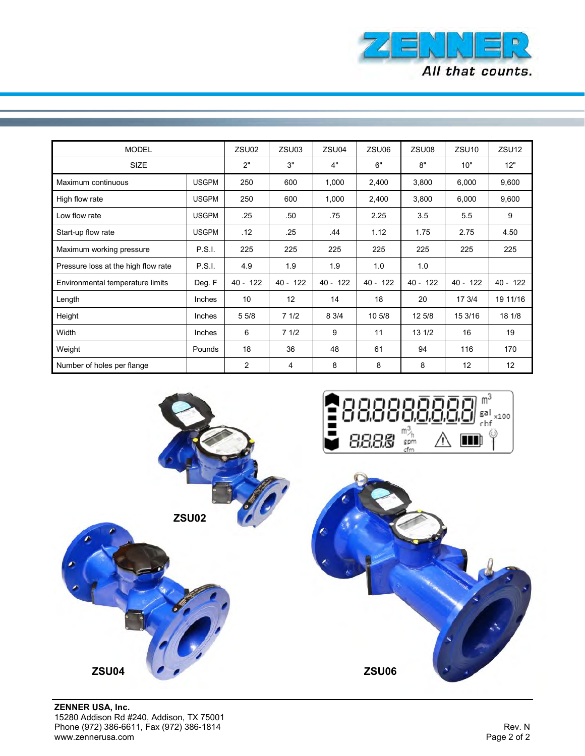| MODEL | | ZSU02 | ZSU03 | ZSU04 | ZSU06 | ZSU08 | ZSU10 | ZSU12 |
|---|---|---|---|---|---|---|---|---|
| SIZE | | 2" | 3" | 4" | 6" | 8" | 10" | 12" |
| Maximum continuous | USGPM | 250 | 600 | 1,000 | 2,400 | 3,800 | 6,000 | 9,600 |
| High flow rate | USGPM | 250 | 600 | 1,000 | 2,400 | 3,800 | 6,000 | 9,600 |
| Low flow rate | USGPM | .25 | .50 | .75 | 2.25 | 3.5 | 5.5 | 9 |
| Start-up flow rate | USGPM | .12 | .25 | .44 | 1.12 | 1.75 | 2.75 | 4.50 |
| Maximum working pressure | P.S.I. | 225 | 225 | 225 | 225 | 225 | 225 | 225 |
| Pressure loss at the high flow rate | P.S.I. | 4.9 | 1.9 | 1.9 | 1.0 | 1.0 | | |
| Environmental temperature limits | Deg. F | 40 - 122 | 40 - 122 | 40 - 122 | 40 - 122 | 40 - 122 | 40 - 122 | 40 - 122 |
| Length | Inches | 10 | 12 | 14 | 18 | 20 | 17 3/4 | 19 11/16 |
| Height | Inches | 5 5/8 | 7 1/2 | 8 3/4 | 10 5/8 | 12 5/8 | 15 3/16 | 18 1/8 |
| Width | Inches | 6 | 7 1/2 | 9 | 11 | 13 1/2 | 16 | 19 |
| Weight | Pounds | 18 | 36 | 48 | 61 | 94 | 116 | 170 |
| Number of holes per flange | | 2 | 4 | 8 | 8 | 8 | 12 | 12 |

**ZSU02**

**ZSU04**

**ZSU06**

**ZENNER USA, Inc.**
15280 Addison Rd #240, Addison, TX 75001
Phone (972) 386-6611, Fax (972) 386-1814
www.zennerusa.com

Rev. N